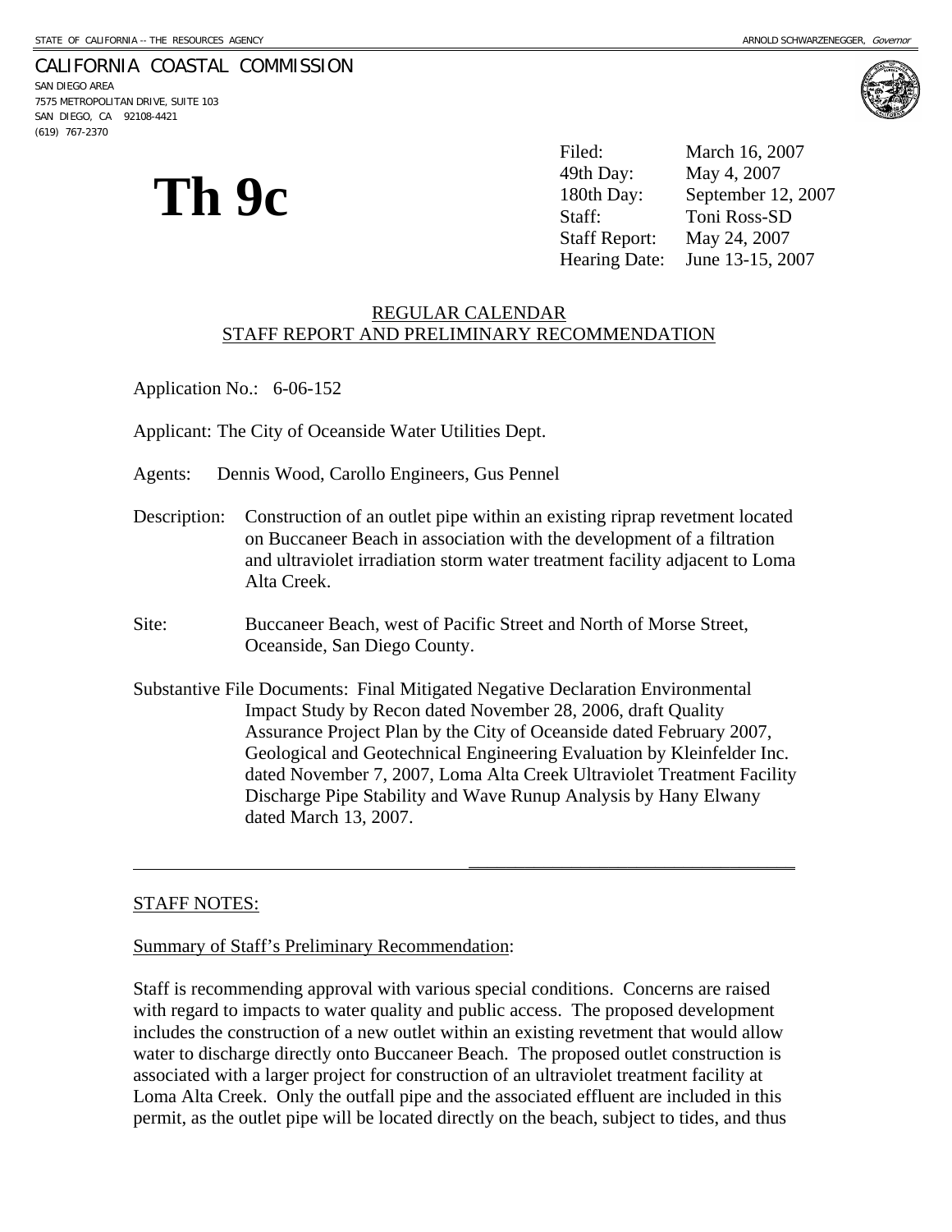STATE OF CALIFORNIA -- THE RESOURCES AGENCY ARNOLD SCHWARZENEGGER, *Governor*

CALIFORNIA COASTAL COMMISSION
SAN DIEGO AREA
7575 METROPOLITAN DRIVE, SUITE 103
SAN DIEGO, CA 92108-4421
(619) 767-2370

# Th 9c

| | |
|---|---|
| Filed: | March 16, 2007 |
| 49th Day: | May 4, 2007 |
| 180th Day: | September 12, 2007 |
| Staff: | Toni Ross-SD |
| Staff Report: | May 24, 2007 |
| Hearing Date: | June 13-15, 2007 |

## REGULAR CALENDAR
## STAFF REPORT AND PRELIMINARY RECOMMENDATION

Application No.: 6-06-152

Applicant: The City of Oceanside Water Utilities Dept.

Agents: Dennis Wood, Carollo Engineers, Gus Pennel

Description: Construction of an outlet pipe within an existing riprap revetment located on Buccaneer Beach in association with the development of a filtration and ultraviolet irradiation storm water treatment facility adjacent to Loma Alta Creek.

Site: Buccaneer Beach, west of Pacific Street and North of Morse Street, Oceanside, San Diego County.

Substantive File Documents: Final Mitigated Negative Declaration Environmental Impact Study by Recon dated November 28, 2006, draft Quality Assurance Project Plan by the City of Oceanside dated February 2007, Geological and Geotechnical Engineering Evaluation by Kleinfelder Inc. dated November 7, 2007, Loma Alta Creek Ultraviolet Treatment Facility Discharge Pipe Stability and Wave Runup Analysis by Hany Elwany dated March 13, 2007.

---

STAFF NOTES:

Summary of Staff's Preliminary Recommendation:

Staff is recommending approval with various special conditions. Concerns are raised with regard to impacts to water quality and public access. The proposed development includes the construction of a new outlet within an existing revetment that would allow water to discharge directly onto Buccaneer Beach. The proposed outlet construction is associated with a larger project for construction of an ultraviolet treatment facility at Loma Alta Creek. Only the outfall pipe and the associated effluent are included in this permit, as the outlet pipe will be located directly on the beach, subject to tides, and thus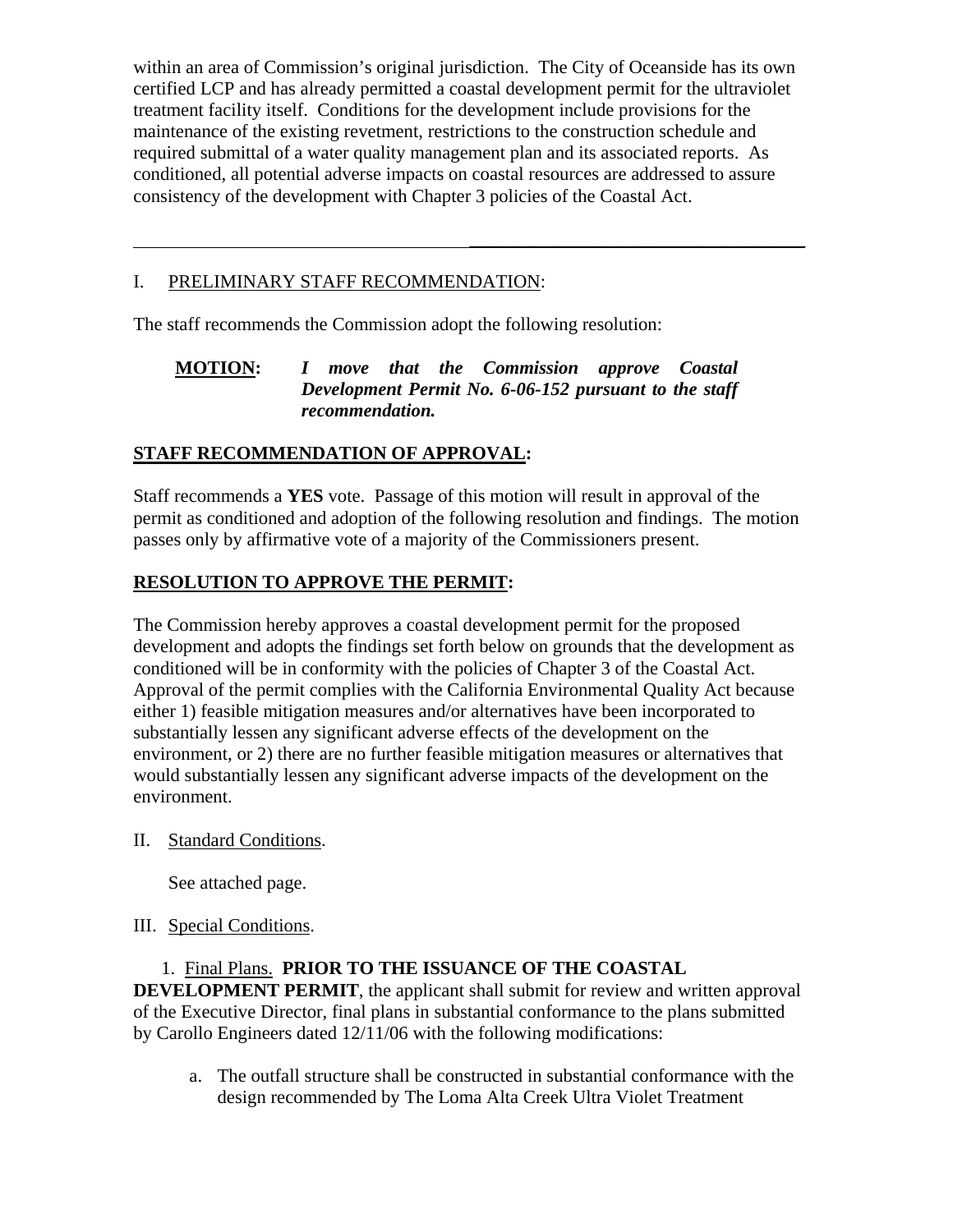within an area of Commission's original jurisdiction. The City of Oceanside has its own certified LCP and has already permitted a coastal development permit for the ultraviolet treatment facility itself. Conditions for the development include provisions for the maintenance of the existing revetment, restrictions to the construction schedule and required submittal of a water quality management plan and its associated reports. As conditioned, all potential adverse impacts on coastal resources are addressed to assure consistency of the development with Chapter 3 policies of the Coastal Act.

---

I. PRELIMINARY STAFF RECOMMENDATION:

The staff recommends the Commission adopt the following resolution:

**MOTION:** ***I move that the Commission approve Coastal Development Permit No. 6-06-152 pursuant to the staff recommendation.***

**STAFF RECOMMENDATION OF APPROVAL:**

Staff recommends a **YES** vote. Passage of this motion will result in approval of the permit as conditioned and adoption of the following resolution and findings. The motion passes only by affirmative vote of a majority of the Commissioners present.

**RESOLUTION TO APPROVE THE PERMIT:**

The Commission hereby approves a coastal development permit for the proposed development and adopts the findings set forth below on grounds that the development as conditioned will be in conformity with the policies of Chapter 3 of the Coastal Act. Approval of the permit complies with the California Environmental Quality Act because either 1) feasible mitigation measures and/or alternatives have been incorporated to substantially lessen any significant adverse effects of the development on the environment, or 2) there are no further feasible mitigation measures or alternatives that would substantially lessen any significant adverse impacts of the development on the environment.

II. Standard Conditions.

See attached page.

III. Special Conditions.

1. Final Plans. **PRIOR TO THE ISSUANCE OF THE COASTAL DEVELOPMENT PERMIT**, the applicant shall submit for review and written approval of the Executive Director, final plans in substantial conformance to the plans submitted by Carollo Engineers dated 12/11/06 with the following modifications:

   a. The outfall structure shall be constructed in substantial conformance with the design recommended by The Loma Alta Creek Ultra Violet Treatment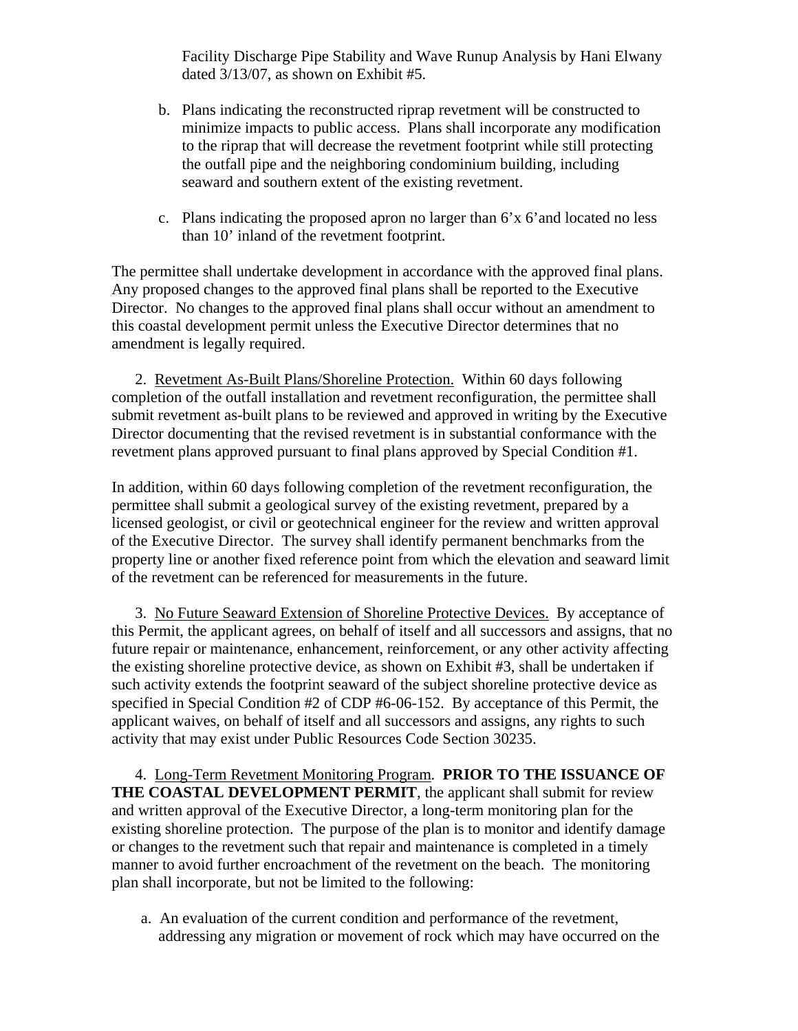Facility Discharge Pipe Stability and Wave Runup Analysis by Hani Elwany dated 3/13/07, as shown on Exhibit #5.

b. Plans indicating the reconstructed riprap revetment will be constructed to minimize impacts to public access. Plans shall incorporate any modification to the riprap that will decrease the revetment footprint while still protecting the outfall pipe and the neighboring condominium building, including seaward and southern extent of the existing revetment.

c. Plans indicating the proposed apron no larger than 6'x 6'and located no less than 10' inland of the revetment footprint.

The permittee shall undertake development in accordance with the approved final plans. Any proposed changes to the approved final plans shall be reported to the Executive Director. No changes to the approved final plans shall occur without an amendment to this coastal development permit unless the Executive Director determines that no amendment is legally required.

2. <u>Revetment As-Built Plans/Shoreline Protection.</u> Within 60 days following completion of the outfall installation and revetment reconfiguration, the permittee shall submit revetment as-built plans to be reviewed and approved in writing by the Executive Director documenting that the revised revetment is in substantial conformance with the revetment plans approved pursuant to final plans approved by Special Condition #1.

In addition, within 60 days following completion of the revetment reconfiguration, the permittee shall submit a geological survey of the existing revetment, prepared by a licensed geologist, or civil or geotechnical engineer for the review and written approval of the Executive Director. The survey shall identify permanent benchmarks from the property line or another fixed reference point from which the elevation and seaward limit of the revetment can be referenced for measurements in the future.

3. <u>No Future Seaward Extension of Shoreline Protective Devices.</u> By acceptance of this Permit, the applicant agrees, on behalf of itself and all successors and assigns, that no future repair or maintenance, enhancement, reinforcement, or any other activity affecting the existing shoreline protective device, as shown on Exhibit #3, shall be undertaken if such activity extends the footprint seaward of the subject shoreline protective device as specified in Special Condition #2 of CDP #6-06-152. By acceptance of this Permit, the applicant waives, on behalf of itself and all successors and assigns, any rights to such activity that may exist under Public Resources Code Section 30235.

4. <u>Long-Term Revetment Monitoring Program</u>. **PRIOR TO THE ISSUANCE OF THE COASTAL DEVELOPMENT PERMIT**, the applicant shall submit for review and written approval of the Executive Director, a long-term monitoring plan for the existing shoreline protection. The purpose of the plan is to monitor and identify damage or changes to the revetment such that repair and maintenance is completed in a timely manner to avoid further encroachment of the revetment on the beach. The monitoring plan shall incorporate, but not be limited to the following:

a. An evaluation of the current condition and performance of the revetment, addressing any migration or movement of rock which may have occurred on the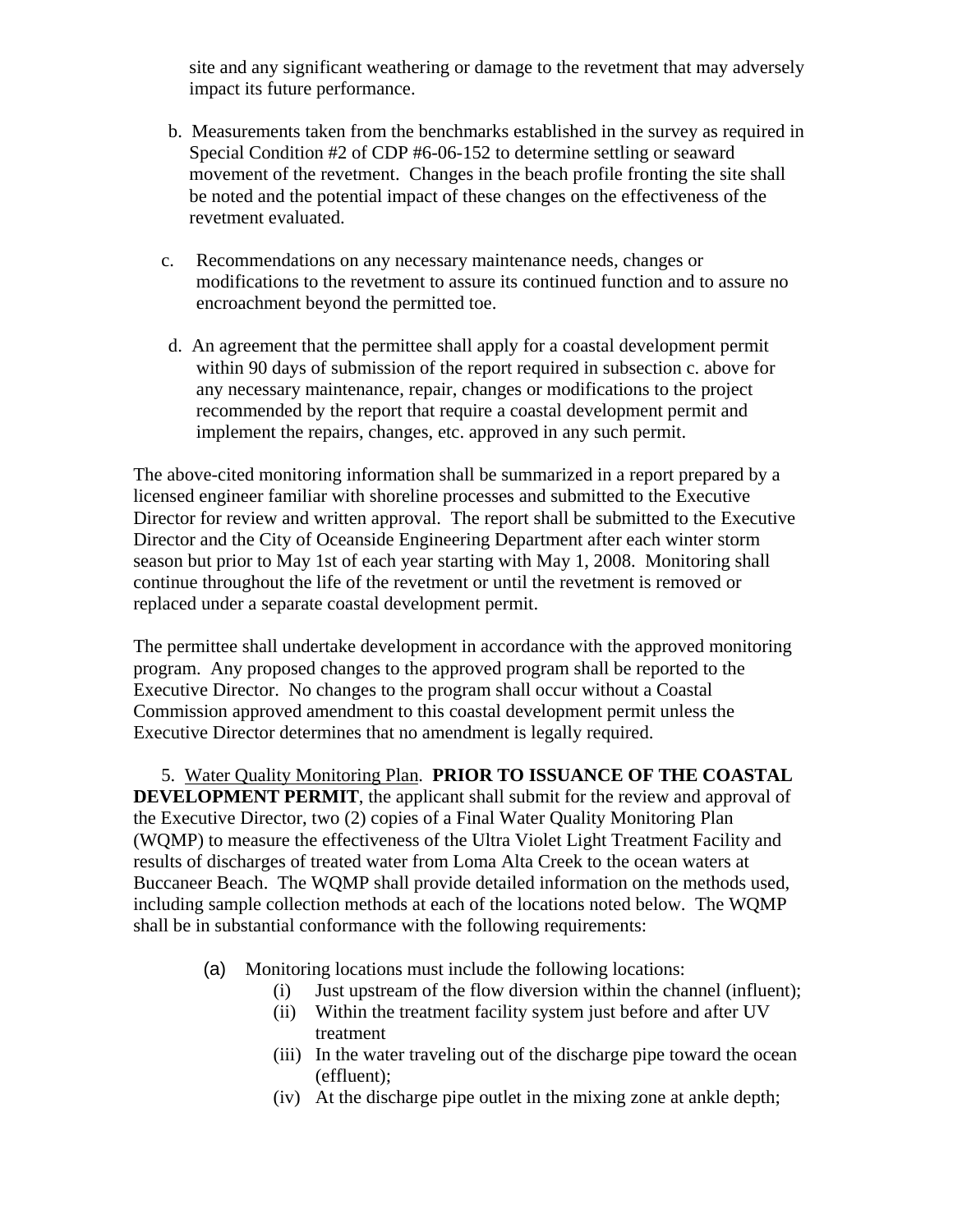site and any significant weathering or damage to the revetment that may adversely impact its future performance.

b. Measurements taken from the benchmarks established in the survey as required in Special Condition #2 of CDP #6-06-152 to determine settling or seaward movement of the revetment. Changes in the beach profile fronting the site shall be noted and the potential impact of these changes on the effectiveness of the revetment evaluated.

c. Recommendations on any necessary maintenance needs, changes or modifications to the revetment to assure its continued function and to assure no encroachment beyond the permitted toe.

d. An agreement that the permittee shall apply for a coastal development permit within 90 days of submission of the report required in subsection c. above for any necessary maintenance, repair, changes or modifications to the project recommended by the report that require a coastal development permit and implement the repairs, changes, etc. approved in any such permit.

The above-cited monitoring information shall be summarized in a report prepared by a licensed engineer familiar with shoreline processes and submitted to the Executive Director for review and written approval. The report shall be submitted to the Executive Director and the City of Oceanside Engineering Department after each winter storm season but prior to May 1st of each year starting with May 1, 2008. Monitoring shall continue throughout the life of the revetment or until the revetment is removed or replaced under a separate coastal development permit.

The permittee shall undertake development in accordance with the approved monitoring program. Any proposed changes to the approved program shall be reported to the Executive Director. No changes to the program shall occur without a Coastal Commission approved amendment to this coastal development permit unless the Executive Director determines that no amendment is legally required.

5. Water Quality Monitoring Plan. **PRIOR TO ISSUANCE OF THE COASTAL DEVELOPMENT PERMIT**, the applicant shall submit for the review and approval of the Executive Director, two (2) copies of a Final Water Quality Monitoring Plan (WQMP) to measure the effectiveness of the Ultra Violet Light Treatment Facility and results of discharges of treated water from Loma Alta Creek to the ocean waters at Buccaneer Beach. The WQMP shall provide detailed information on the methods used, including sample collection methods at each of the locations noted below. The WQMP shall be in substantial conformance with the following requirements:

(a) Monitoring locations must include the following locations:
   - (i) Just upstream of the flow diversion within the channel (influent);
   - (ii) Within the treatment facility system just before and after UV treatment
   - (iii) In the water traveling out of the discharge pipe toward the ocean (effluent);
   - (iv) At the discharge pipe outlet in the mixing zone at ankle depth;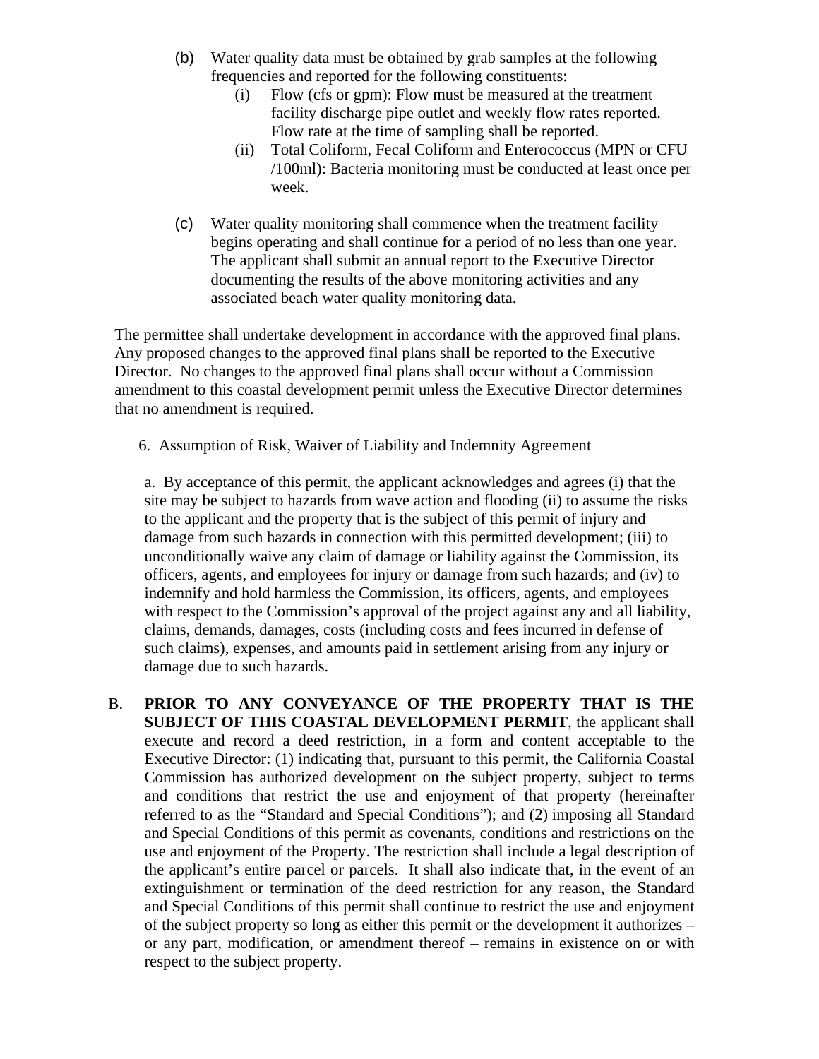(b) Water quality data must be obtained by grab samples at the following frequencies and reported for the following constituents:

   (i) Flow (cfs or gpm): Flow must be measured at the treatment facility discharge pipe outlet and weekly flow rates reported. Flow rate at the time of sampling shall be reported.

   (ii) Total Coliform, Fecal Coliform and Enterococcus (MPN or CFU /100ml): Bacteria monitoring must be conducted at least once per week.

(c) Water quality monitoring shall commence when the treatment facility begins operating and shall continue for a period of no less than one year. The applicant shall submit an annual report to the Executive Director documenting the results of the above monitoring activities and any associated beach water quality monitoring data.

The permittee shall undertake development in accordance with the approved final plans. Any proposed changes to the approved final plans shall be reported to the Executive Director. No changes to the approved final plans shall occur without a Commission amendment to this coastal development permit unless the Executive Director determines that no amendment is required.

6. Assumption of Risk, Waiver of Liability and Indemnity Agreement

a. By acceptance of this permit, the applicant acknowledges and agrees (i) that the site may be subject to hazards from wave action and flooding (ii) to assume the risks to the applicant and the property that is the subject of this permit of injury and damage from such hazards in connection with this permitted development; (iii) to unconditionally waive any claim of damage or liability against the Commission, its officers, agents, and employees for injury or damage from such hazards; and (iv) to indemnify and hold harmless the Commission, its officers, agents, and employees with respect to the Commission's approval of the project against any and all liability, claims, demands, damages, costs (including costs and fees incurred in defense of such claims), expenses, and amounts paid in settlement arising from any injury or damage due to such hazards.

B. **PRIOR TO ANY CONVEYANCE OF THE PROPERTY THAT IS THE SUBJECT OF THIS COASTAL DEVELOPMENT PERMIT**, the applicant shall execute and record a deed restriction, in a form and content acceptable to the Executive Director: (1) indicating that, pursuant to this permit, the California Coastal Commission has authorized development on the subject property, subject to terms and conditions that restrict the use and enjoyment of that property (hereinafter referred to as the "Standard and Special Conditions"); and (2) imposing all Standard and Special Conditions of this permit as covenants, conditions and restrictions on the use and enjoyment of the Property. The restriction shall include a legal description of the applicant's entire parcel or parcels. It shall also indicate that, in the event of an extinguishment or termination of the deed restriction for any reason, the Standard and Special Conditions of this permit shall continue to restrict the use and enjoyment of the subject property so long as either this permit or the development it authorizes – or any part, modification, or amendment thereof – remains in existence on or with respect to the subject property.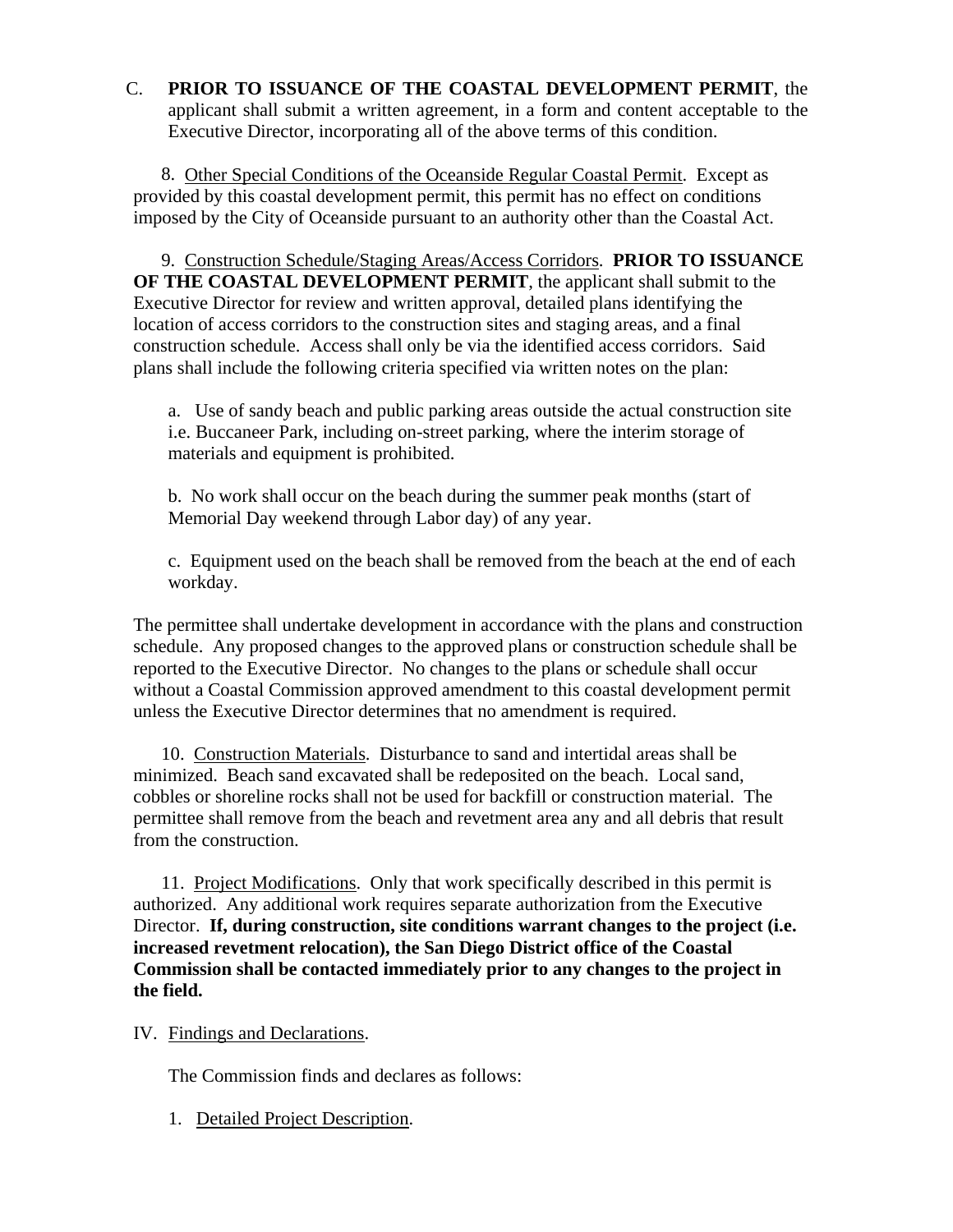C. **PRIOR TO ISSUANCE OF THE COASTAL DEVELOPMENT PERMIT**, the applicant shall submit a written agreement, in a form and content acceptable to the Executive Director, incorporating all of the above terms of this condition.

8. Other Special Conditions of the Oceanside Regular Coastal Permit. Except as provided by this coastal development permit, this permit has no effect on conditions imposed by the City of Oceanside pursuant to an authority other than the Coastal Act.

9. Construction Schedule/Staging Areas/Access Corridors. **PRIOR TO ISSUANCE OF THE COASTAL DEVELOPMENT PERMIT**, the applicant shall submit to the Executive Director for review and written approval, detailed plans identifying the location of access corridors to the construction sites and staging areas, and a final construction schedule. Access shall only be via the identified access corridors. Said plans shall include the following criteria specified via written notes on the plan:

a. Use of sandy beach and public parking areas outside the actual construction site i.e. Buccaneer Park, including on-street parking, where the interim storage of materials and equipment is prohibited.

b. No work shall occur on the beach during the summer peak months (start of Memorial Day weekend through Labor day) of any year.

c. Equipment used on the beach shall be removed from the beach at the end of each workday.

The permittee shall undertake development in accordance with the plans and construction schedule. Any proposed changes to the approved plans or construction schedule shall be reported to the Executive Director. No changes to the plans or schedule shall occur without a Coastal Commission approved amendment to this coastal development permit unless the Executive Director determines that no amendment is required.

10. Construction Materials. Disturbance to sand and intertidal areas shall be minimized. Beach sand excavated shall be redeposited on the beach. Local sand, cobbles or shoreline rocks shall not be used for backfill or construction material. The permittee shall remove from the beach and revetment area any and all debris that result from the construction.

11. Project Modifications. Only that work specifically described in this permit is authorized. Any additional work requires separate authorization from the Executive Director. **If, during construction, site conditions warrant changes to the project (i.e. increased revetment relocation), the San Diego District office of the Coastal Commission shall be contacted immediately prior to any changes to the project in the field.**

IV. Findings and Declarations.

The Commission finds and declares as follows:

1. Detailed Project Description.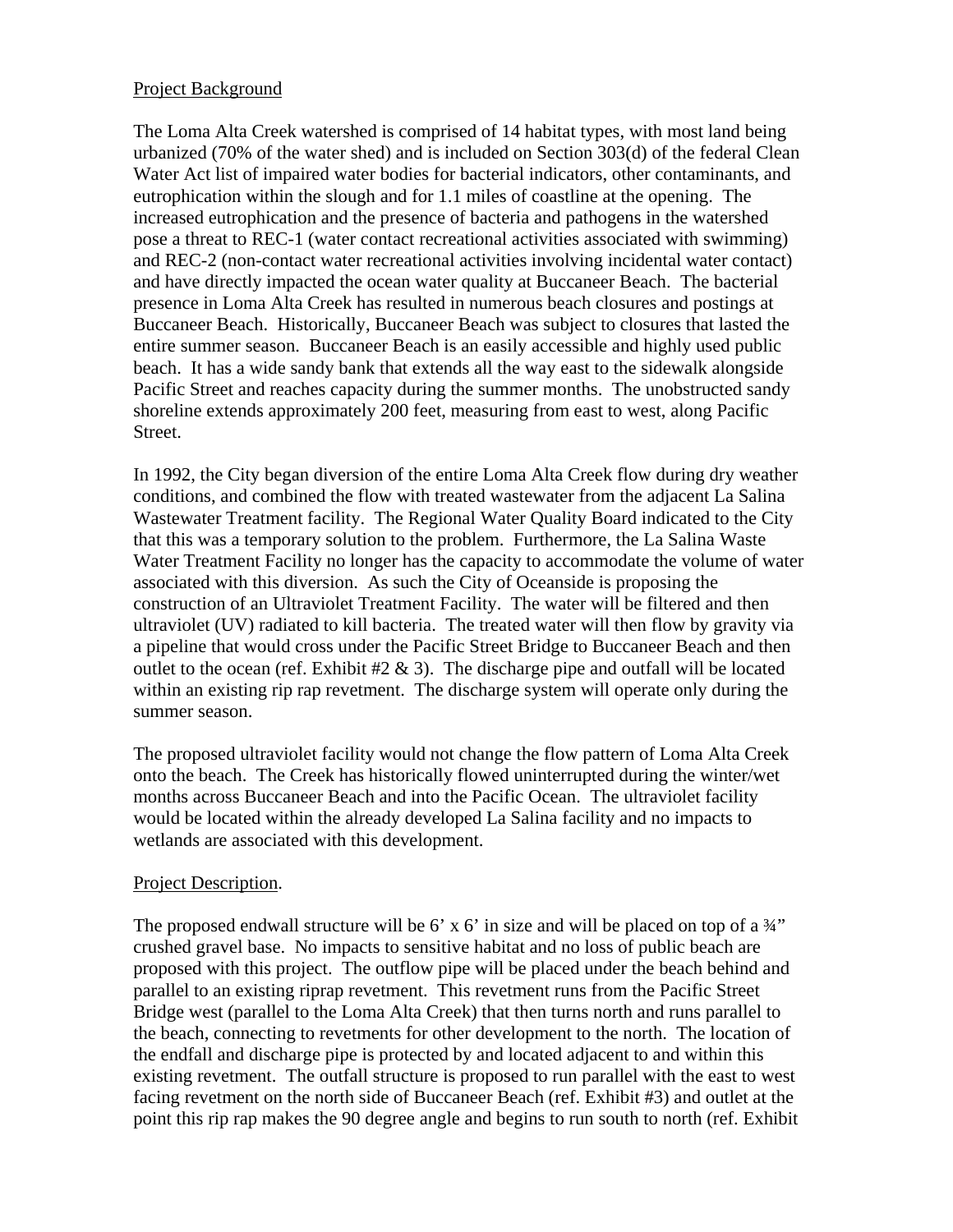Project Background

The Loma Alta Creek watershed is comprised of 14 habitat types, with most land being urbanized (70% of the water shed) and is included on Section 303(d) of the federal Clean Water Act list of impaired water bodies for bacterial indicators, other contaminants, and eutrophication within the slough and for 1.1 miles of coastline at the opening. The increased eutrophication and the presence of bacteria and pathogens in the watershed pose a threat to REC-1 (water contact recreational activities associated with swimming) and REC-2 (non-contact water recreational activities involving incidental water contact) and have directly impacted the ocean water quality at Buccaneer Beach. The bacterial presence in Loma Alta Creek has resulted in numerous beach closures and postings at Buccaneer Beach. Historically, Buccaneer Beach was subject to closures that lasted the entire summer season. Buccaneer Beach is an easily accessible and highly used public beach. It has a wide sandy bank that extends all the way east to the sidewalk alongside Pacific Street and reaches capacity during the summer months. The unobstructed sandy shoreline extends approximately 200 feet, measuring from east to west, along Pacific Street.

In 1992, the City began diversion of the entire Loma Alta Creek flow during dry weather conditions, and combined the flow with treated wastewater from the adjacent La Salina Wastewater Treatment facility. The Regional Water Quality Board indicated to the City that this was a temporary solution to the problem. Furthermore, the La Salina Waste Water Treatment Facility no longer has the capacity to accommodate the volume of water associated with this diversion. As such the City of Oceanside is proposing the construction of an Ultraviolet Treatment Facility. The water will be filtered and then ultraviolet (UV) radiated to kill bacteria. The treated water will then flow by gravity via a pipeline that would cross under the Pacific Street Bridge to Buccaneer Beach and then outlet to the ocean (ref. Exhibit #2 & 3). The discharge pipe and outfall will be located within an existing rip rap revetment. The discharge system will operate only during the summer season.

The proposed ultraviolet facility would not change the flow pattern of Loma Alta Creek onto the beach. The Creek has historically flowed uninterrupted during the winter/wet months across Buccaneer Beach and into the Pacific Ocean. The ultraviolet facility would be located within the already developed La Salina facility and no impacts to wetlands are associated with this development.

Project Description.

The proposed endwall structure will be 6' x 6' in size and will be placed on top of a ¾" crushed gravel base. No impacts to sensitive habitat and no loss of public beach are proposed with this project. The outflow pipe will be placed under the beach behind and parallel to an existing riprap revetment. This revetment runs from the Pacific Street Bridge west (parallel to the Loma Alta Creek) that then turns north and runs parallel to the beach, connecting to revetments for other development to the north. The location of the endfall and discharge pipe is protected by and located adjacent to and within this existing revetment. The outfall structure is proposed to run parallel with the east to west facing revetment on the north side of Buccaneer Beach (ref. Exhibit #3) and outlet at the point this rip rap makes the 90 degree angle and begins to run south to north (ref. Exhibit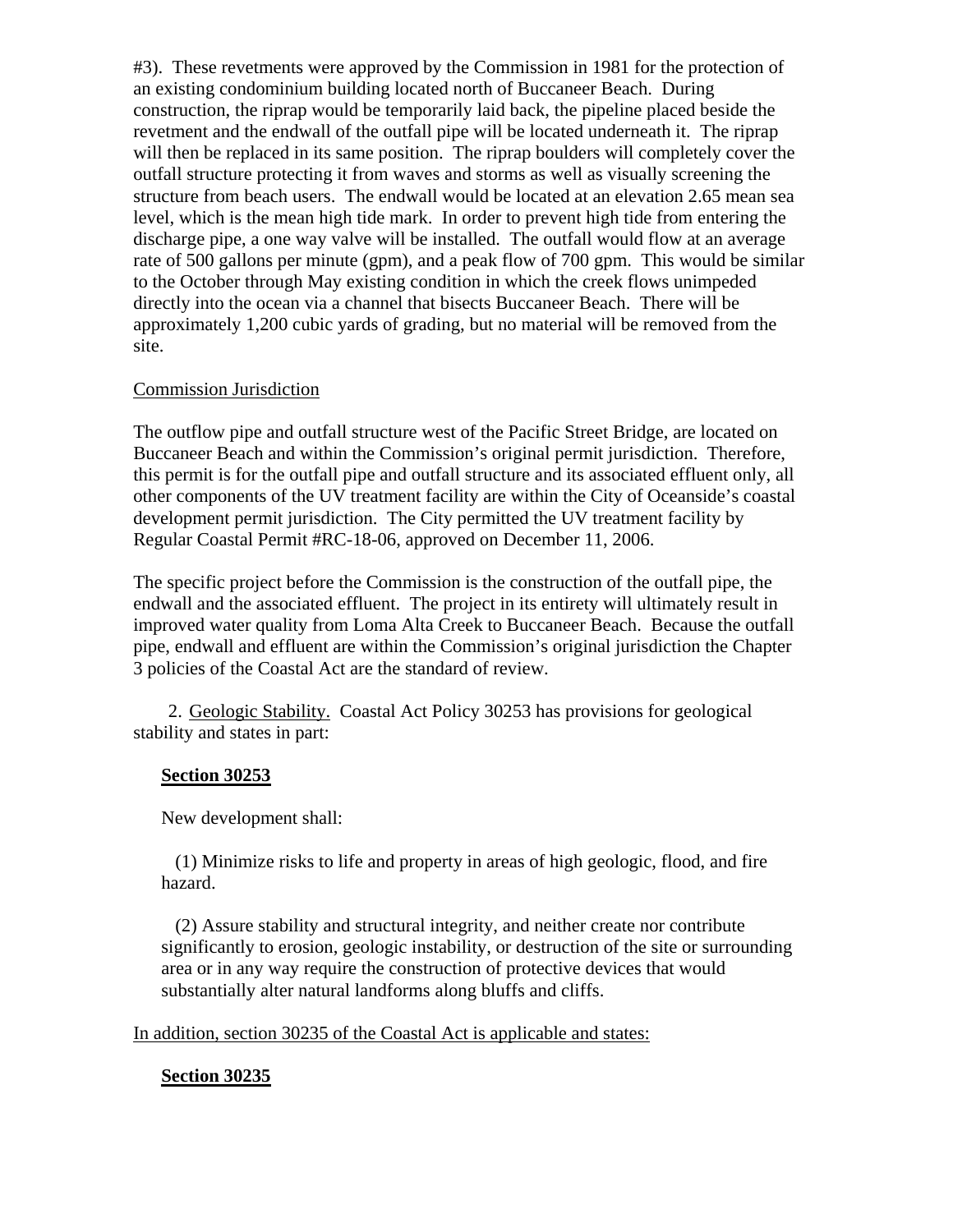#3). These revetments were approved by the Commission in 1981 for the protection of an existing condominium building located north of Buccaneer Beach. During construction, the riprap would be temporarily laid back, the pipeline placed beside the revetment and the endwall of the outfall pipe will be located underneath it. The riprap will then be replaced in its same position. The riprap boulders will completely cover the outfall structure protecting it from waves and storms as well as visually screening the structure from beach users. The endwall would be located at an elevation 2.65 mean sea level, which is the mean high tide mark. In order to prevent high tide from entering the discharge pipe, a one way valve will be installed. The outfall would flow at an average rate of 500 gallons per minute (gpm), and a peak flow of 700 gpm. This would be similar to the October through May existing condition in which the creek flows unimpeded directly into the ocean via a channel that bisects Buccaneer Beach. There will be approximately 1,200 cubic yards of grading, but no material will be removed from the site.

Commission Jurisdiction

The outflow pipe and outfall structure west of the Pacific Street Bridge, are located on Buccaneer Beach and within the Commission's original permit jurisdiction. Therefore, this permit is for the outfall pipe and outfall structure and its associated effluent only, all other components of the UV treatment facility are within the City of Oceanside's coastal development permit jurisdiction. The City permitted the UV treatment facility by Regular Coastal Permit #RC-18-06, approved on December 11, 2006.

The specific project before the Commission is the construction of the outfall pipe, the endwall and the associated effluent. The project in its entirety will ultimately result in improved water quality from Loma Alta Creek to Buccaneer Beach. Because the outfall pipe, endwall and effluent are within the Commission's original jurisdiction the Chapter 3 policies of the Coastal Act are the standard of review.

2. Geologic Stability. Coastal Act Policy 30253 has provisions for geological stability and states in part:

**Section 30253**

New development shall:

(1) Minimize risks to life and property in areas of high geologic, flood, and fire hazard.

(2) Assure stability and structural integrity, and neither create nor contribute significantly to erosion, geologic instability, or destruction of the site or surrounding area or in any way require the construction of protective devices that would substantially alter natural landforms along bluffs and cliffs.

In addition, section 30235 of the Coastal Act is applicable and states:

**Section 30235**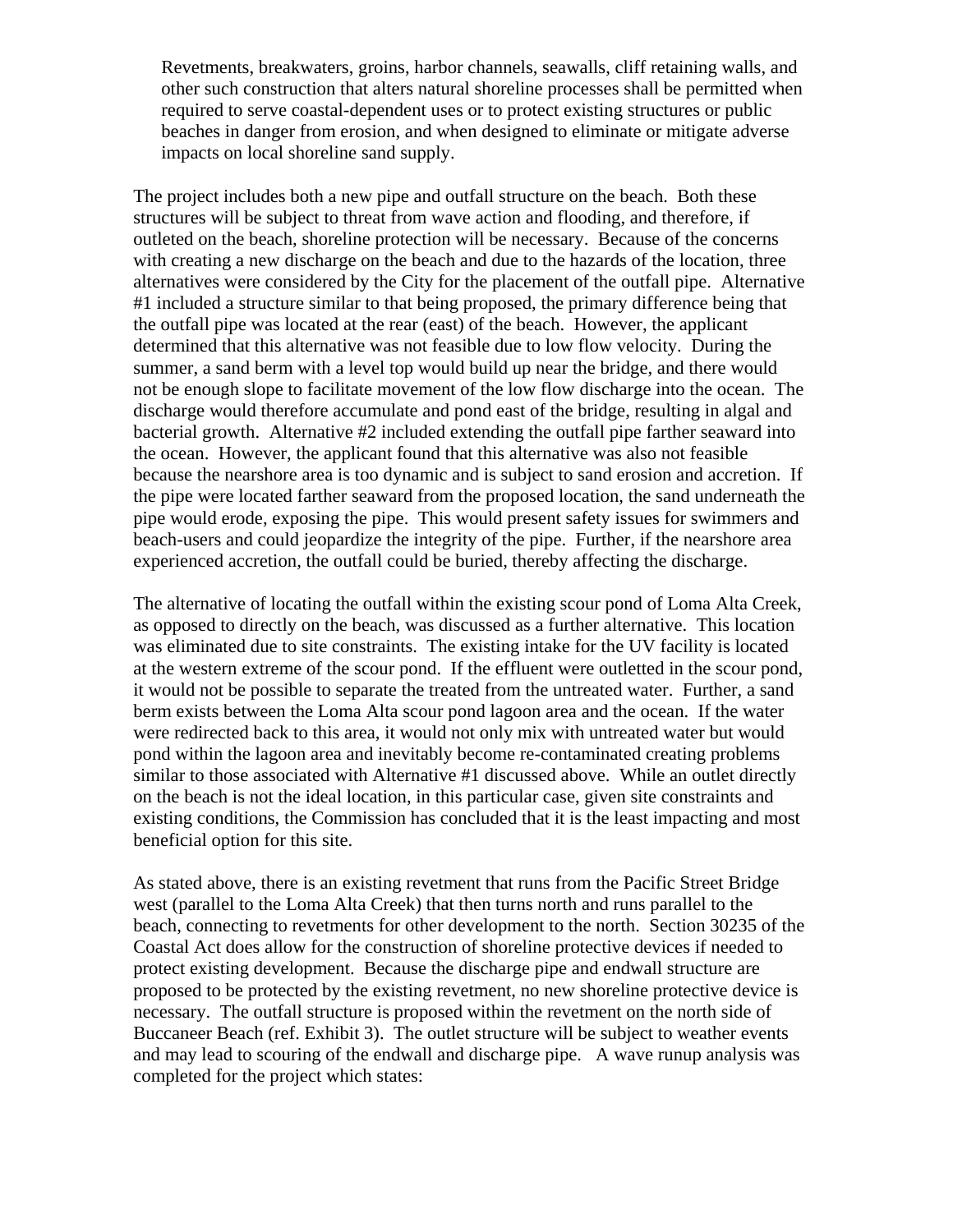> Revetments, breakwaters, groins, harbor channels, seawalls, cliff retaining walls, and other such construction that alters natural shoreline processes shall be permitted when required to serve coastal-dependent uses or to protect existing structures or public beaches in danger from erosion, and when designed to eliminate or mitigate adverse impacts on local shoreline sand supply.

The project includes both a new pipe and outfall structure on the beach. Both these structures will be subject to threat from wave action and flooding, and therefore, if outleted on the beach, shoreline protection will be necessary. Because of the concerns with creating a new discharge on the beach and due to the hazards of the location, three alternatives were considered by the City for the placement of the outfall pipe. Alternative #1 included a structure similar to that being proposed, the primary difference being that the outfall pipe was located at the rear (east) of the beach. However, the applicant determined that this alternative was not feasible due to low flow velocity. During the summer, a sand berm with a level top would build up near the bridge, and there would not be enough slope to facilitate movement of the low flow discharge into the ocean. The discharge would therefore accumulate and pond east of the bridge, resulting in algal and bacterial growth. Alternative #2 included extending the outfall pipe farther seaward into the ocean. However, the applicant found that this alternative was also not feasible because the nearshore area is too dynamic and is subject to sand erosion and accretion. If the pipe were located farther seaward from the proposed location, the sand underneath the pipe would erode, exposing the pipe. This would present safety issues for swimmers and beach-users and could jeopardize the integrity of the pipe. Further, if the nearshore area experienced accretion, the outfall could be buried, thereby affecting the discharge.

The alternative of locating the outfall within the existing scour pond of Loma Alta Creek, as opposed to directly on the beach, was discussed as a further alternative. This location was eliminated due to site constraints. The existing intake for the UV facility is located at the western extreme of the scour pond. If the effluent were outletted in the scour pond, it would not be possible to separate the treated from the untreated water. Further, a sand berm exists between the Loma Alta scour pond lagoon area and the ocean. If the water were redirected back to this area, it would not only mix with untreated water but would pond within the lagoon area and inevitably become re-contaminated creating problems similar to those associated with Alternative #1 discussed above. While an outlet directly on the beach is not the ideal location, in this particular case, given site constraints and existing conditions, the Commission has concluded that it is the least impacting and most beneficial option for this site.

As stated above, there is an existing revetment that runs from the Pacific Street Bridge west (parallel to the Loma Alta Creek) that then turns north and runs parallel to the beach, connecting to revetments for other development to the north. Section 30235 of the Coastal Act does allow for the construction of shoreline protective devices if needed to protect existing development. Because the discharge pipe and endwall structure are proposed to be protected by the existing revetment, no new shoreline protective device is necessary. The outfall structure is proposed within the revetment on the north side of Buccaneer Beach (ref. Exhibit 3). The outlet structure will be subject to weather events and may lead to scouring of the endwall and discharge pipe. A wave runup analysis was completed for the project which states: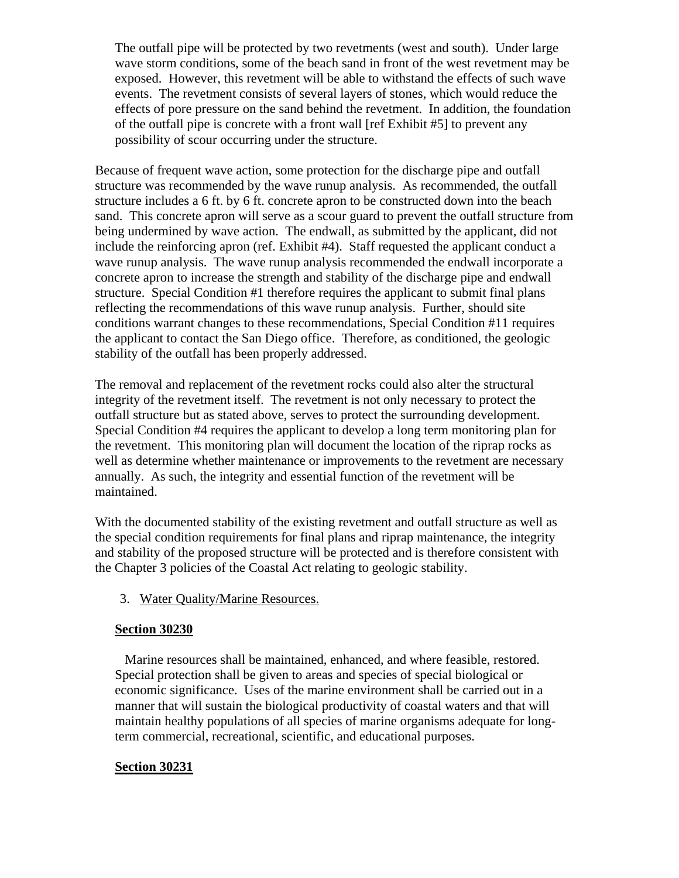> The outfall pipe will be protected by two revetments (west and south). Under large wave storm conditions, some of the beach sand in front of the west revetment may be exposed. However, this revetment will be able to withstand the effects of such wave events. The revetment consists of several layers of stones, which would reduce the effects of pore pressure on the sand behind the revetment. In addition, the foundation of the outfall pipe is concrete with a front wall [ref Exhibit #5] to prevent any possibility of scour occurring under the structure.

Because of frequent wave action, some protection for the discharge pipe and outfall structure was recommended by the wave runup analysis. As recommended, the outfall structure includes a 6 ft. by 6 ft. concrete apron to be constructed down into the beach sand. This concrete apron will serve as a scour guard to prevent the outfall structure from being undermined by wave action. The endwall, as submitted by the applicant, did not include the reinforcing apron (ref. Exhibit #4). Staff requested the applicant conduct a wave runup analysis. The wave runup analysis recommended the endwall incorporate a concrete apron to increase the strength and stability of the discharge pipe and endwall structure. Special Condition #1 therefore requires the applicant to submit final plans reflecting the recommendations of this wave runup analysis. Further, should site conditions warrant changes to these recommendations, Special Condition #11 requires the applicant to contact the San Diego office. Therefore, as conditioned, the geologic stability of the outfall has been properly addressed.

The removal and replacement of the revetment rocks could also alter the structural integrity of the revetment itself. The revetment is not only necessary to protect the outfall structure but as stated above, serves to protect the surrounding development. Special Condition #4 requires the applicant to develop a long term monitoring plan for the revetment. This monitoring plan will document the location of the riprap rocks as well as determine whether maintenance or improvements to the revetment are necessary annually. As such, the integrity and essential function of the revetment will be maintained.

With the documented stability of the existing revetment and outfall structure as well as the special condition requirements for final plans and riprap maintenance, the integrity and stability of the proposed structure will be protected and is therefore consistent with the Chapter 3 policies of the Coastal Act relating to geologic stability.

3. Water Quality/Marine Resources.

**Section 30230**

> Marine resources shall be maintained, enhanced, and where feasible, restored. Special protection shall be given to areas and species of special biological or economic significance. Uses of the marine environment shall be carried out in a manner that will sustain the biological productivity of coastal waters and that will maintain healthy populations of all species of marine organisms adequate for long-term commercial, recreational, scientific, and educational purposes.

**Section 30231**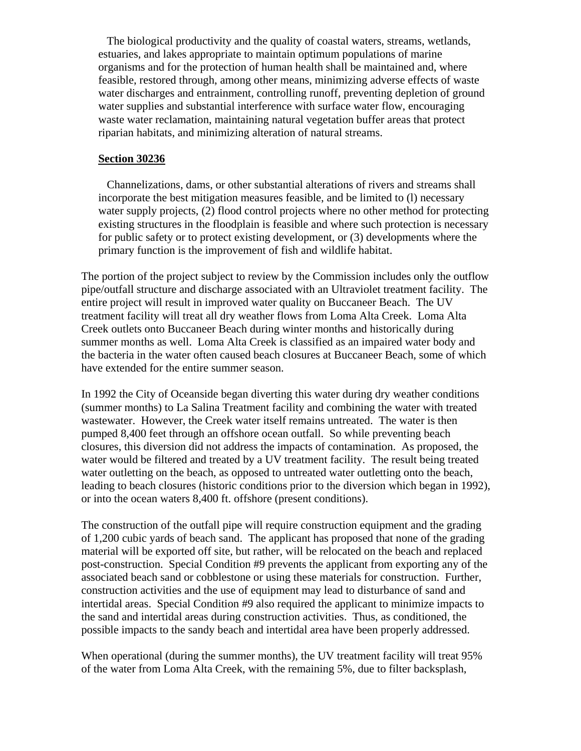The biological productivity and the quality of coastal waters, streams, wetlands, estuaries, and lakes appropriate to maintain optimum populations of marine organisms and for the protection of human health shall be maintained and, where feasible, restored through, among other means, minimizing adverse effects of waste water discharges and entrainment, controlling runoff, preventing depletion of ground water supplies and substantial interference with surface water flow, encouraging waste water reclamation, maintaining natural vegetation buffer areas that protect riparian habitats, and minimizing alteration of natural streams.

**Section 30236**

Channelizations, dams, or other substantial alterations of rivers and streams shall incorporate the best mitigation measures feasible, and be limited to (l) necessary water supply projects, (2) flood control projects where no other method for protecting existing structures in the floodplain is feasible and where such protection is necessary for public safety or to protect existing development, or (3) developments where the primary function is the improvement of fish and wildlife habitat.

The portion of the project subject to review by the Commission includes only the outflow pipe/outfall structure and discharge associated with an Ultraviolet treatment facility. The entire project will result in improved water quality on Buccaneer Beach. The UV treatment facility will treat all dry weather flows from Loma Alta Creek. Loma Alta Creek outlets onto Buccaneer Beach during winter months and historically during summer months as well. Loma Alta Creek is classified as an impaired water body and the bacteria in the water often caused beach closures at Buccaneer Beach, some of which have extended for the entire summer season.

In 1992 the City of Oceanside began diverting this water during dry weather conditions (summer months) to La Salina Treatment facility and combining the water with treated wastewater. However, the Creek water itself remains untreated. The water is then pumped 8,400 feet through an offshore ocean outfall. So while preventing beach closures, this diversion did not address the impacts of contamination. As proposed, the water would be filtered and treated by a UV treatment facility. The result being treated water outletting on the beach, as opposed to untreated water outletting onto the beach, leading to beach closures (historic conditions prior to the diversion which began in 1992), or into the ocean waters 8,400 ft. offshore (present conditions).

The construction of the outfall pipe will require construction equipment and the grading of 1,200 cubic yards of beach sand. The applicant has proposed that none of the grading material will be exported off site, but rather, will be relocated on the beach and replaced post-construction. Special Condition #9 prevents the applicant from exporting any of the associated beach sand or cobblestone or using these materials for construction. Further, construction activities and the use of equipment may lead to disturbance of sand and intertidal areas. Special Condition #9 also required the applicant to minimize impacts to the sand and intertidal areas during construction activities. Thus, as conditioned, the possible impacts to the sandy beach and intertidal area have been properly addressed.

When operational (during the summer months), the UV treatment facility will treat 95% of the water from Loma Alta Creek, with the remaining 5%, due to filter backsplash,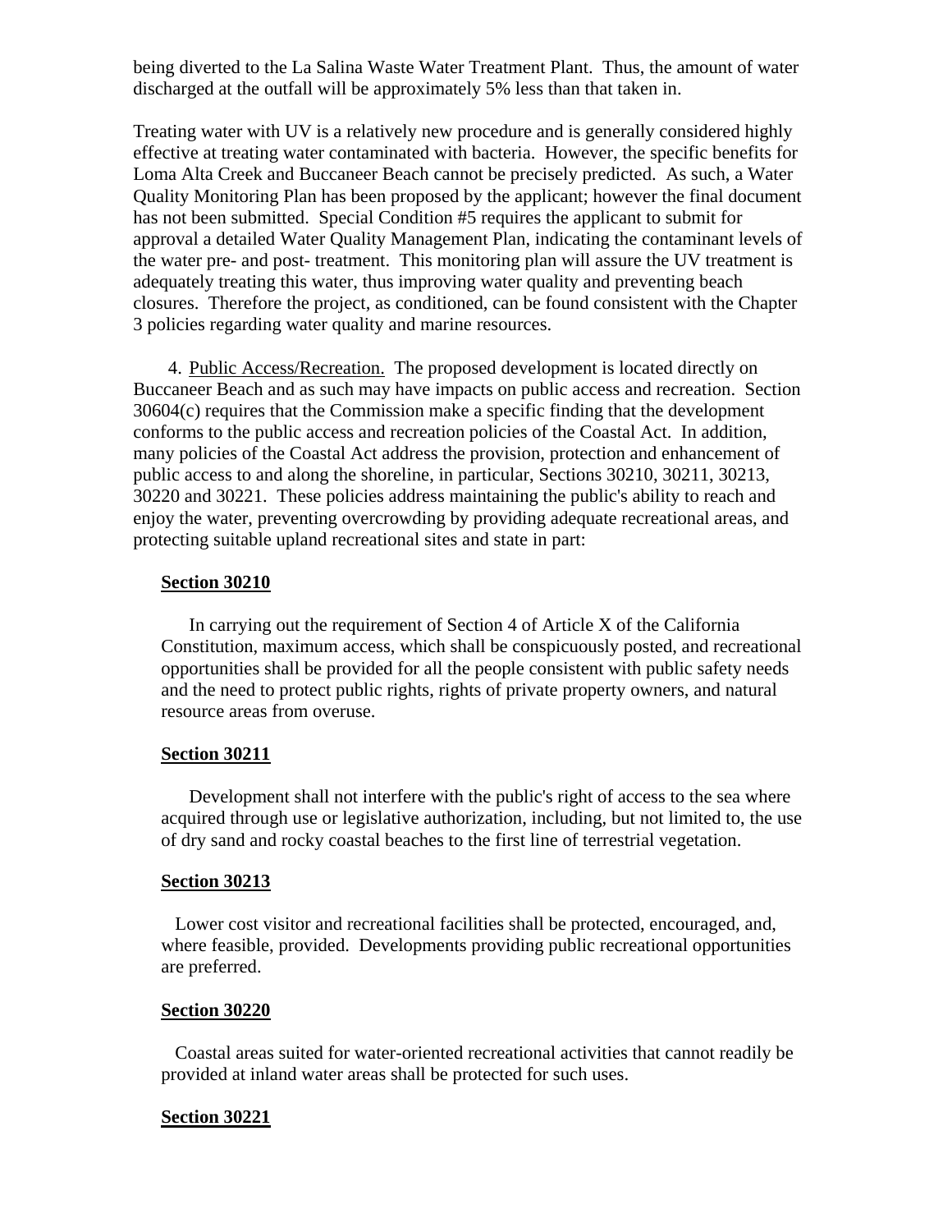being diverted to the La Salina Waste Water Treatment Plant. Thus, the amount of water discharged at the outfall will be approximately 5% less than that taken in.

Treating water with UV is a relatively new procedure and is generally considered highly effective at treating water contaminated with bacteria. However, the specific benefits for Loma Alta Creek and Buccaneer Beach cannot be precisely predicted. As such, a Water Quality Monitoring Plan has been proposed by the applicant; however the final document has not been submitted. Special Condition #5 requires the applicant to submit for approval a detailed Water Quality Management Plan, indicating the contaminant levels of the water pre- and post- treatment. This monitoring plan will assure the UV treatment is adequately treating this water, thus improving water quality and preventing beach closures. Therefore the project, as conditioned, can be found consistent with the Chapter 3 policies regarding water quality and marine resources.

4. Public Access/Recreation. The proposed development is located directly on Buccaneer Beach and as such may have impacts on public access and recreation. Section 30604(c) requires that the Commission make a specific finding that the development conforms to the public access and recreation policies of the Coastal Act. In addition, many policies of the Coastal Act address the provision, protection and enhancement of public access to and along the shoreline, in particular, Sections 30210, 30211, 30213, 30220 and 30221. These policies address maintaining the public's ability to reach and enjoy the water, preventing overcrowding by providing adequate recreational areas, and protecting suitable upland recreational sites and state in part:

**Section 30210**

In carrying out the requirement of Section 4 of Article X of the California Constitution, maximum access, which shall be conspicuously posted, and recreational opportunities shall be provided for all the people consistent with public safety needs and the need to protect public rights, rights of private property owners, and natural resource areas from overuse.

**Section 30211**

Development shall not interfere with the public's right of access to the sea where acquired through use or legislative authorization, including, but not limited to, the use of dry sand and rocky coastal beaches to the first line of terrestrial vegetation.

**Section 30213**

Lower cost visitor and recreational facilities shall be protected, encouraged, and, where feasible, provided. Developments providing public recreational opportunities are preferred.

**Section 30220**

Coastal areas suited for water-oriented recreational activities that cannot readily be provided at inland water areas shall be protected for such uses.

**Section 30221**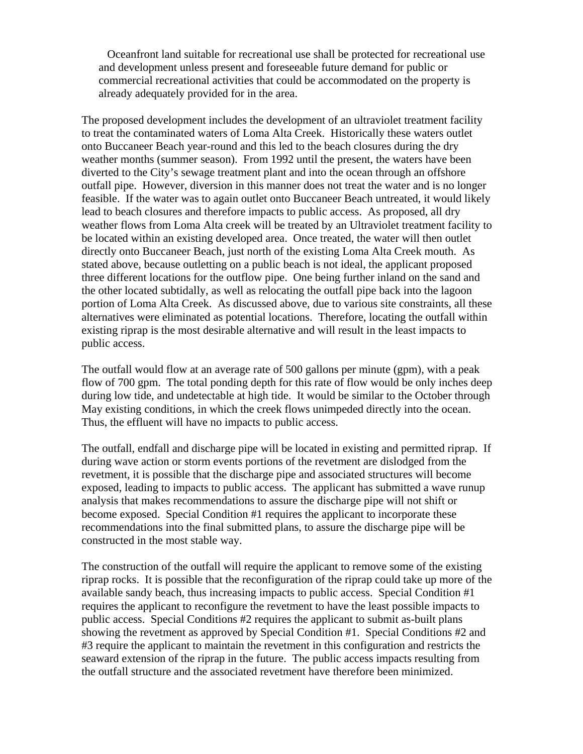Oceanfront land suitable for recreational use shall be protected for recreational use and development unless present and foreseeable future demand for public or commercial recreational activities that could be accommodated on the property is already adequately provided for in the area.

The proposed development includes the development of an ultraviolet treatment facility to treat the contaminated waters of Loma Alta Creek. Historically these waters outlet onto Buccaneer Beach year-round and this led to the beach closures during the dry weather months (summer season). From 1992 until the present, the waters have been diverted to the City's sewage treatment plant and into the ocean through an offshore outfall pipe. However, diversion in this manner does not treat the water and is no longer feasible. If the water was to again outlet onto Buccaneer Beach untreated, it would likely lead to beach closures and therefore impacts to public access. As proposed, all dry weather flows from Loma Alta creek will be treated by an Ultraviolet treatment facility to be located within an existing developed area. Once treated, the water will then outlet directly onto Buccaneer Beach, just north of the existing Loma Alta Creek mouth. As stated above, because outletting on a public beach is not ideal, the applicant proposed three different locations for the outflow pipe. One being further inland on the sand and the other located subtidally, as well as relocating the outfall pipe back into the lagoon portion of Loma Alta Creek. As discussed above, due to various site constraints, all these alternatives were eliminated as potential locations. Therefore, locating the outfall within existing riprap is the most desirable alternative and will result in the least impacts to public access.

The outfall would flow at an average rate of 500 gallons per minute (gpm), with a peak flow of 700 gpm. The total ponding depth for this rate of flow would be only inches deep during low tide, and undetectable at high tide. It would be similar to the October through May existing conditions, in which the creek flows unimpeded directly into the ocean. Thus, the effluent will have no impacts to public access.

The outfall, endfall and discharge pipe will be located in existing and permitted riprap. If during wave action or storm events portions of the revetment are dislodged from the revetment, it is possible that the discharge pipe and associated structures will become exposed, leading to impacts to public access. The applicant has submitted a wave runup analysis that makes recommendations to assure the discharge pipe will not shift or become exposed. Special Condition #1 requires the applicant to incorporate these recommendations into the final submitted plans, to assure the discharge pipe will be constructed in the most stable way.

The construction of the outfall will require the applicant to remove some of the existing riprap rocks. It is possible that the reconfiguration of the riprap could take up more of the available sandy beach, thus increasing impacts to public access. Special Condition #1 requires the applicant to reconfigure the revetment to have the least possible impacts to public access. Special Conditions #2 requires the applicant to submit as-built plans showing the revetment as approved by Special Condition #1. Special Conditions #2 and #3 require the applicant to maintain the revetment in this configuration and restricts the seaward extension of the riprap in the future. The public access impacts resulting from the outfall structure and the associated revetment have therefore been minimized.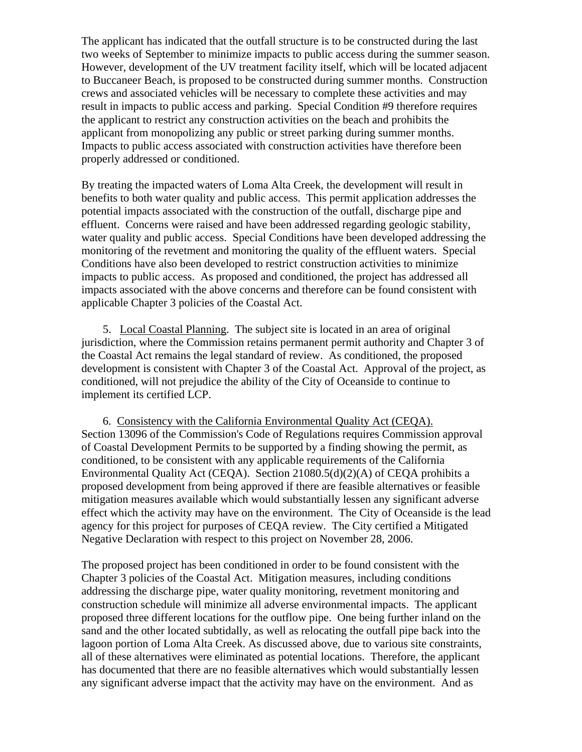The applicant has indicated that the outfall structure is to be constructed during the last two weeks of September to minimize impacts to public access during the summer season. However, development of the UV treatment facility itself, which will be located adjacent to Buccaneer Beach, is proposed to be constructed during summer months. Construction crews and associated vehicles will be necessary to complete these activities and may result in impacts to public access and parking. Special Condition #9 therefore requires the applicant to restrict any construction activities on the beach and prohibits the applicant from monopolizing any public or street parking during summer months. Impacts to public access associated with construction activities have therefore been properly addressed or conditioned.

By treating the impacted waters of Loma Alta Creek, the development will result in benefits to both water quality and public access. This permit application addresses the potential impacts associated with the construction of the outfall, discharge pipe and effluent. Concerns were raised and have been addressed regarding geologic stability, water quality and public access. Special Conditions have been developed addressing the monitoring of the revetment and monitoring the quality of the effluent waters. Special Conditions have also been developed to restrict construction activities to minimize impacts to public access. As proposed and conditioned, the project has addressed all impacts associated with the above concerns and therefore can be found consistent with applicable Chapter 3 policies of the Coastal Act.

5. Local Coastal Planning. The subject site is located in an area of original jurisdiction, where the Commission retains permanent permit authority and Chapter 3 of the Coastal Act remains the legal standard of review. As conditioned, the proposed development is consistent with Chapter 3 of the Coastal Act. Approval of the project, as conditioned, will not prejudice the ability of the City of Oceanside to continue to implement its certified LCP.

6. Consistency with the California Environmental Quality Act (CEQA). Section 13096 of the Commission's Code of Regulations requires Commission approval of Coastal Development Permits to be supported by a finding showing the permit, as conditioned, to be consistent with any applicable requirements of the California Environmental Quality Act (CEQA). Section 21080.5(d)(2)(A) of CEQA prohibits a proposed development from being approved if there are feasible alternatives or feasible mitigation measures available which would substantially lessen any significant adverse effect which the activity may have on the environment. The City of Oceanside is the lead agency for this project for purposes of CEQA review. The City certified a Mitigated Negative Declaration with respect to this project on November 28, 2006.

The proposed project has been conditioned in order to be found consistent with the Chapter 3 policies of the Coastal Act. Mitigation measures, including conditions addressing the discharge pipe, water quality monitoring, revetment monitoring and construction schedule will minimize all adverse environmental impacts. The applicant proposed three different locations for the outflow pipe. One being further inland on the sand and the other located subtidally, as well as relocating the outfall pipe back into the lagoon portion of Loma Alta Creek. As discussed above, due to various site constraints, all of these alternatives were eliminated as potential locations. Therefore, the applicant has documented that there are no feasible alternatives which would substantially lessen any significant adverse impact that the activity may have on the environment. And as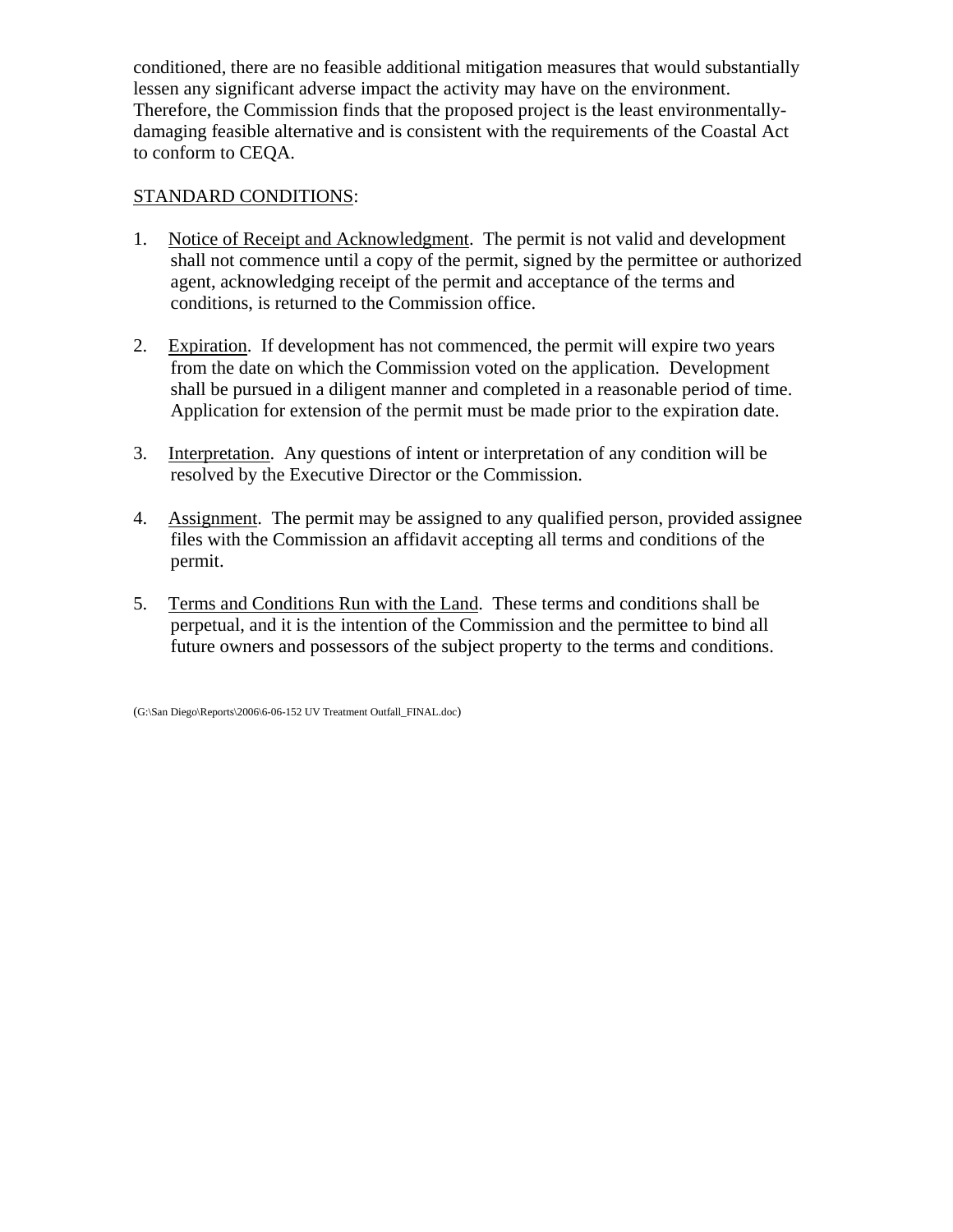conditioned, there are no feasible additional mitigation measures that would substantially lessen any significant adverse impact the activity may have on the environment. Therefore, the Commission finds that the proposed project is the least environmentally-damaging feasible alternative and is consistent with the requirements of the Coastal Act to conform to CEQA.

STANDARD CONDITIONS:

1. Notice of Receipt and Acknowledgment. The permit is not valid and development shall not commence until a copy of the permit, signed by the permittee or authorized agent, acknowledging receipt of the permit and acceptance of the terms and conditions, is returned to the Commission office.

2. Expiration. If development has not commenced, the permit will expire two years from the date on which the Commission voted on the application. Development shall be pursued in a diligent manner and completed in a reasonable period of time. Application for extension of the permit must be made prior to the expiration date.

3. Interpretation. Any questions of intent or interpretation of any condition will be resolved by the Executive Director or the Commission.

4. Assignment. The permit may be assigned to any qualified person, provided assignee files with the Commission an affidavit accepting all terms and conditions of the permit.

5. Terms and Conditions Run with the Land. These terms and conditions shall be perpetual, and it is the intention of the Commission and the permittee to bind all future owners and possessors of the subject property to the terms and conditions.

(G:\San Diego\Reports\2006\6-06-152 UV Treatment Outfall_FINAL.doc)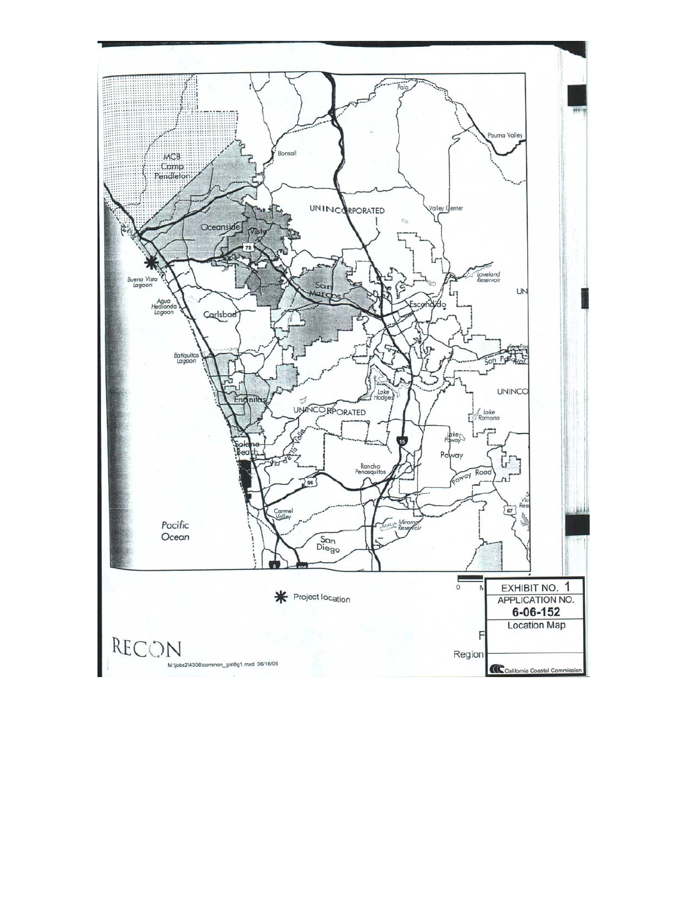EXHIBIT NO. 1

APPLICATION NO.

**6-06-152**

Location Map

California Coastal Commission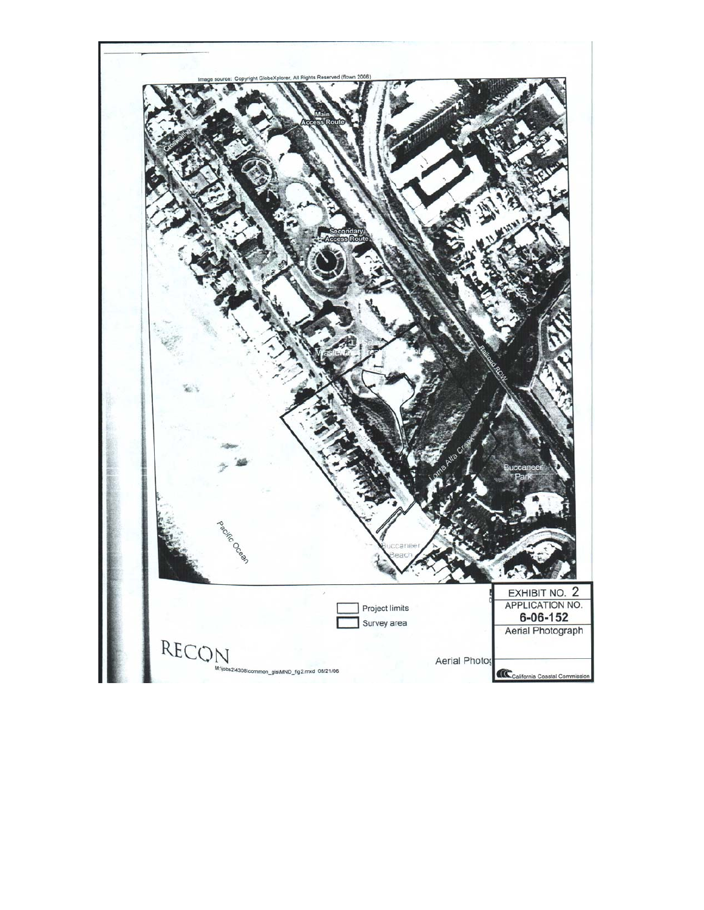Image source: Copyright GlobeXplorer, All Rights Reserved (flown 2006)

Main Access Route

Secondary Access Route

La Salina Wastewater Treatment Plant

Railroad ROW

Loma Alta Creek

Buccaneer Park

Buccaneer Beach

Pacific Ocean

Project limits

Survey area

RECON

M:\jobs2\4308\common_gis\MND_fig2.mxd 08/21/06

Aerial Photog

EXHIBIT NO. 2
APPLICATION NO.
**6-06-152**
Aerial Photograph

California Coastal Commission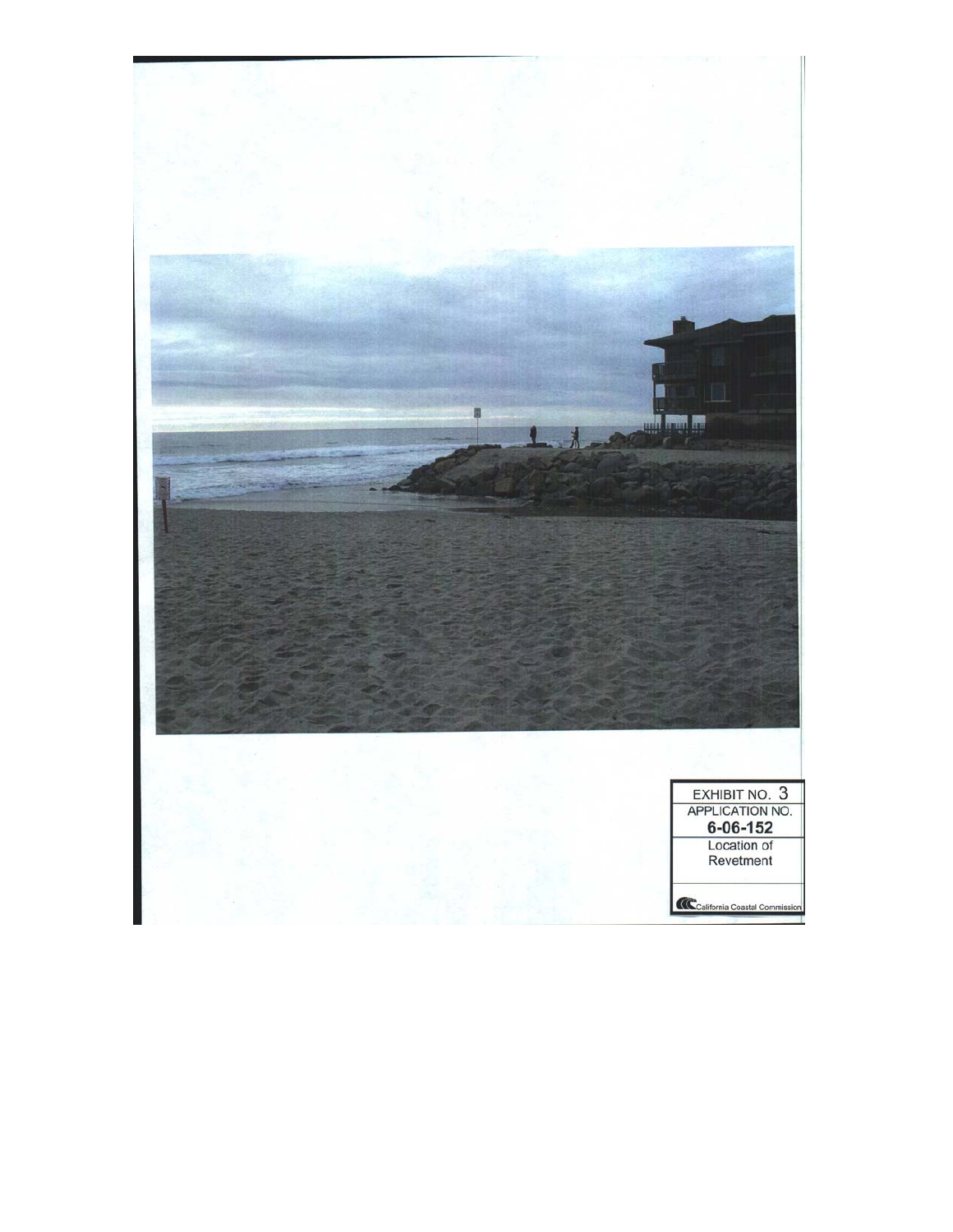EXHIBIT NO. 3
APPLICATION NO.
**6-06-152**
Location of Revetment

California Coastal Commission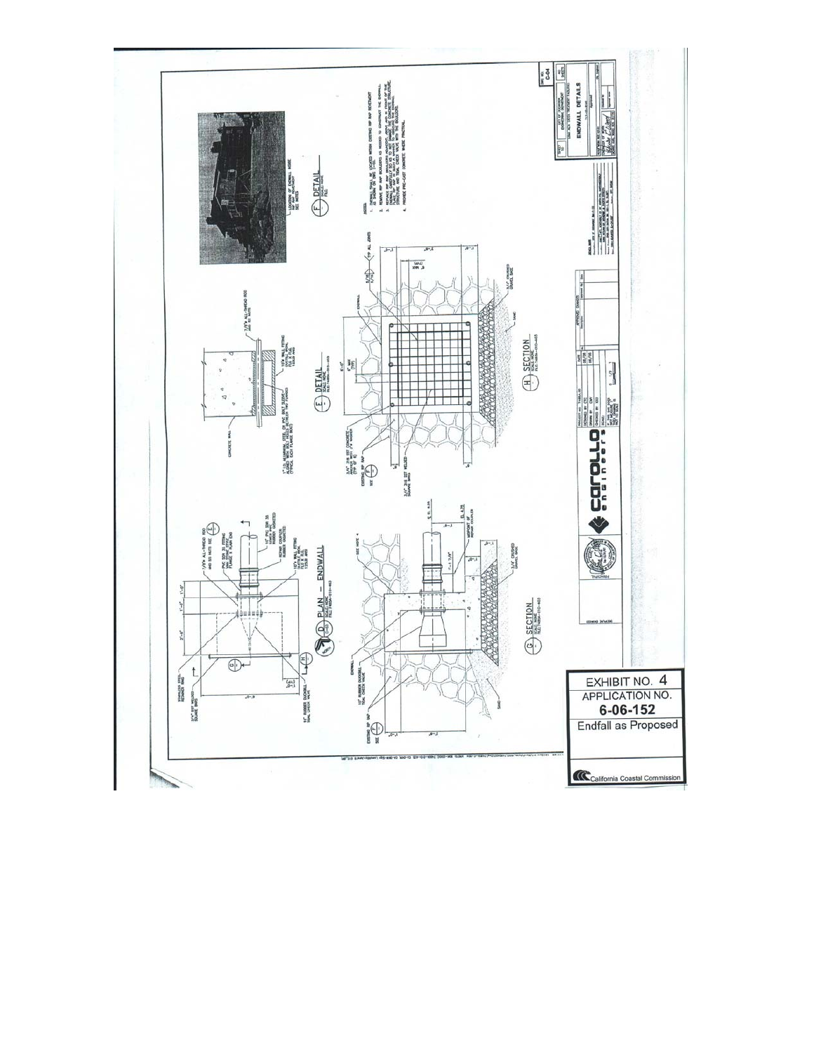EXHIBIT NO. 4

APPLICATION NO.

**6-06-152**

Endfall as Proposed

California Coastal Commission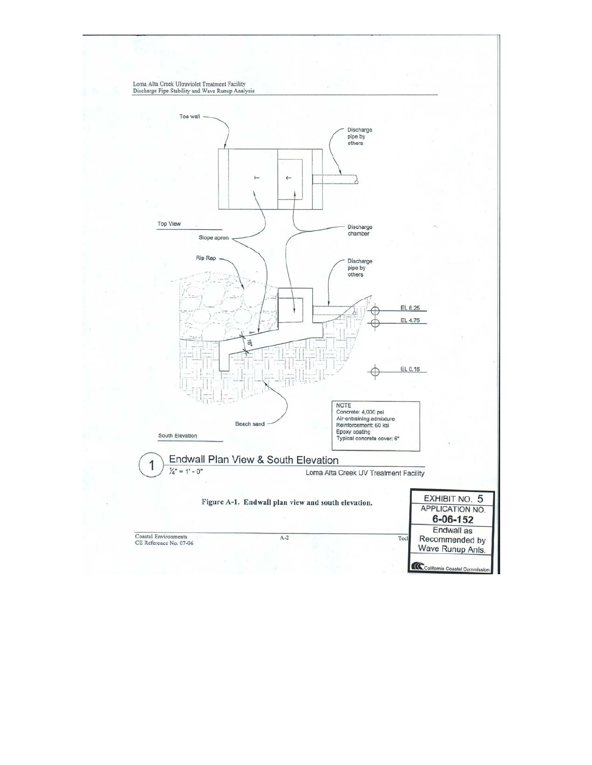Toe wall

Discharge pipe by others

Top View

Slope apron

Discharge chamber

Rip Rap

Discharge pipe by others

EL 6.25

EL 4.75

18"

EL 0.16

NOTE
Concrete: 4,000 psi
Air-entraining admixture
Reinforcement: 60 ksi
Epoxy coating
Typical concrete cover: 6"

Beach sand

South Elevation

1 Endwall Plan View & South Elevation

¼" = 1' - 0"

Loma Alta Creek UV Treatment Facility

**Figure A-1. Endwall plan view and south elevation.**

EXHIBIT NO. 5
APPLICATION NO.
**6-06-152**
Endwall as Recommended by Wave Runup Anls.
California Coastal Commission